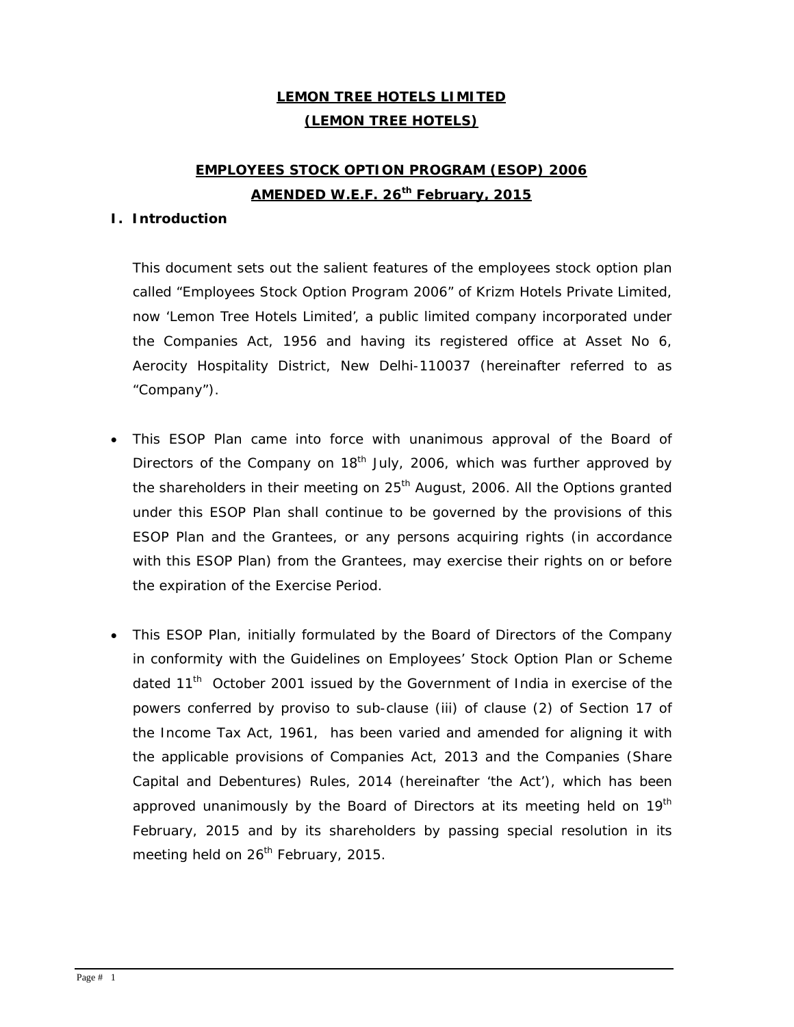# LEMON TREE HOTELS LIMITED
# (LEMON TREE HOTELS)

## EMPLOYEES STOCK OPTION PROGRAM (ESOP) 2006
## AMENDED W.E.F. 26th February, 2015

### I. Introduction

This document sets out the salient features of the employees stock option plan called "Employees Stock Option Program 2006" of Krizm Hotels Private Limited, now 'Lemon Tree Hotels Limited', a public limited company incorporated under the Companies Act, 1956 and having its registered office at Asset No 6, Aerocity Hospitality District, New Delhi-110037 (hereinafter referred to as "Company").

- This ESOP Plan came into force with unanimous approval of the Board of Directors of the Company on 18th July, 2006, which was further approved by the shareholders in their meeting on 25th August, 2006. All the Options granted under this ESOP Plan shall continue to be governed by the provisions of this ESOP Plan and the Grantees, or any persons acquiring rights (in accordance with this ESOP Plan) from the Grantees, may exercise their rights on or before the expiration of the Exercise Period.

- This ESOP Plan, initially formulated by the Board of Directors of the Company in conformity with the Guidelines on Employees' Stock Option Plan or Scheme dated 11th October 2001 issued by the Government of India in exercise of the powers conferred by proviso to sub-clause (iii) of clause (2) of Section 17 of the Income Tax Act, 1961, has been varied and amended for aligning it with the applicable provisions of Companies Act, 2013 and the Companies (Share Capital and Debentures) Rules, 2014 (hereinafter 'the Act'), which has been approved unanimously by the Board of Directors at its meeting held on 19th February, 2015 and by its shareholders by passing special resolution in its meeting held on 26th February, 2015.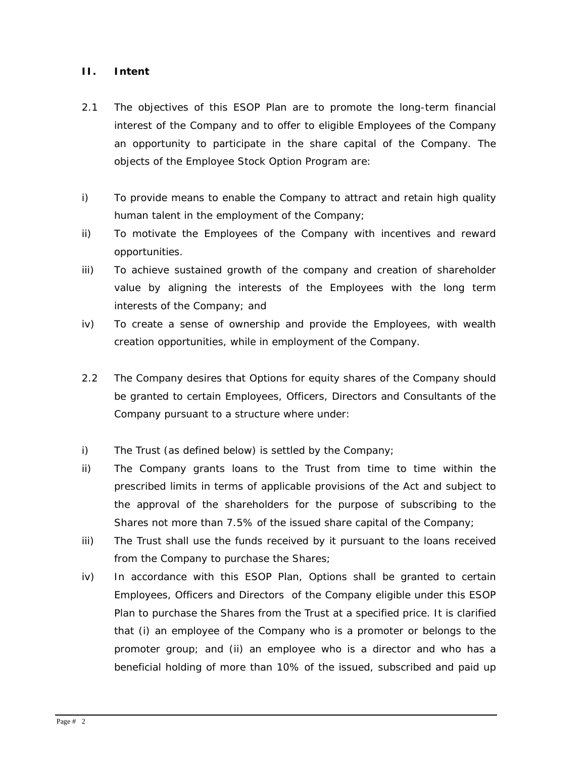## II. Intent

2.1 The objectives of this ESOP Plan are to promote the long-term financial interest of the Company and to offer to eligible Employees of the Company an opportunity to participate in the share capital of the Company. The objects of the Employee Stock Option Program are:

i) To provide means to enable the Company to attract and retain high quality human talent in the employment of the Company;

ii) To motivate the Employees of the Company with incentives and reward opportunities.

iii) To achieve sustained growth of the company and creation of shareholder value by aligning the interests of the Employees with the long term interests of the Company; and

iv) To create a sense of ownership and provide the Employees, with wealth creation opportunities, while in employment of the Company.

2.2 The Company desires that Options for equity shares of the Company should be granted to certain Employees, Officers, Directors and Consultants of the Company pursuant to a structure where under:

i) The Trust (as defined below) is settled by the Company;

ii) The Company grants loans to the Trust from time to time within the prescribed limits in terms of applicable provisions of the Act and subject to the approval of the shareholders for the purpose of subscribing to the Shares not more than 7.5% of the issued share capital of the Company;

iii) The Trust shall use the funds received by it pursuant to the loans received from the Company to purchase the Shares;

iv) In accordance with this ESOP Plan, Options shall be granted to certain Employees, Officers and Directors of the Company eligible under this ESOP Plan to purchase the Shares from the Trust at a specified price. It is clarified that (i) an employee of the Company who is a promoter or belongs to the promoter group; and (ii) an employee who is a director and who has a beneficial holding of more than 10% of the issued, subscribed and paid up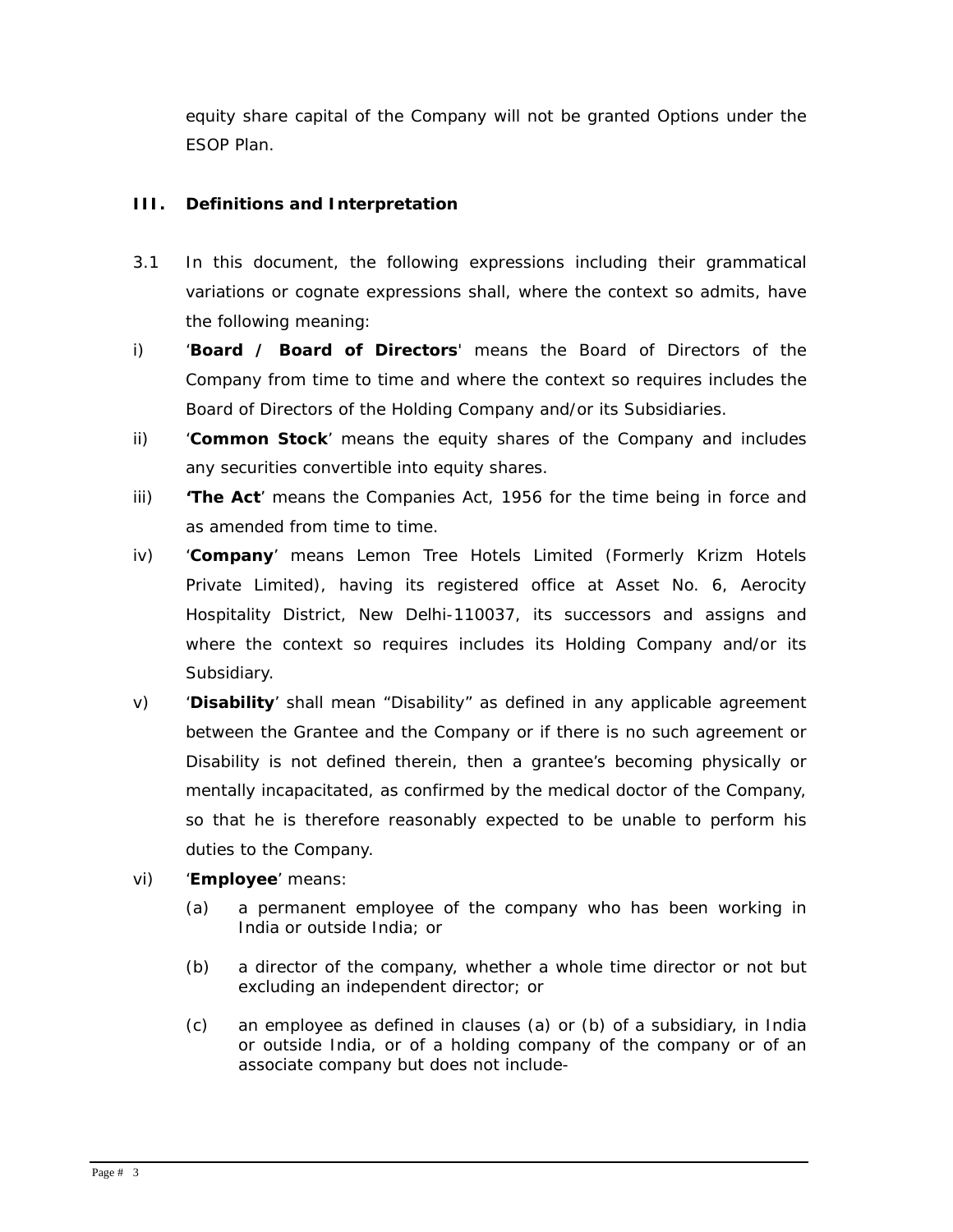equity share capital of the Company will not be granted Options under the ESOP Plan.

## III. Definitions and Interpretation

3.1 In this document, the following expressions including their grammatical variations or cognate expressions shall, where the context so admits, have the following meaning:

i) '**Board / Board of Directors**' means the Board of Directors of the Company from time to time and where the context so requires includes the Board of Directors of the Holding Company and/or its Subsidiaries.

ii) '**Common Stock**' means the equity shares of the Company and includes any securities convertible into equity shares.

iii) **'The Act**' means the Companies Act, 1956 for the time being in force and as amended from time to time.

iv) '**Company**' means Lemon Tree Hotels Limited (Formerly Krizm Hotels Private Limited), having its registered office at Asset No. 6, Aerocity Hospitality District, New Delhi-110037, its successors and assigns and where the context so requires includes its Holding Company and/or its Subsidiary.

v) '**Disability**' shall mean "Disability" as defined in any applicable agreement between the Grantee and the Company or if there is no such agreement or Disability is not defined therein, then a grantee's becoming physically or mentally incapacitated, as confirmed by the medical doctor of the Company, so that he is therefore reasonably expected to be unable to perform his duties to the Company.

vi) '**Employee**' means:

(a) a permanent employee of the company who has been working in India or outside India; or

(b) a director of the company, whether a whole time director or not but excluding an independent director; or

(c) an employee as defined in clauses (a) or (b) of a subsidiary, in India or outside India, or of a holding company of the company or of an associate company but does not include-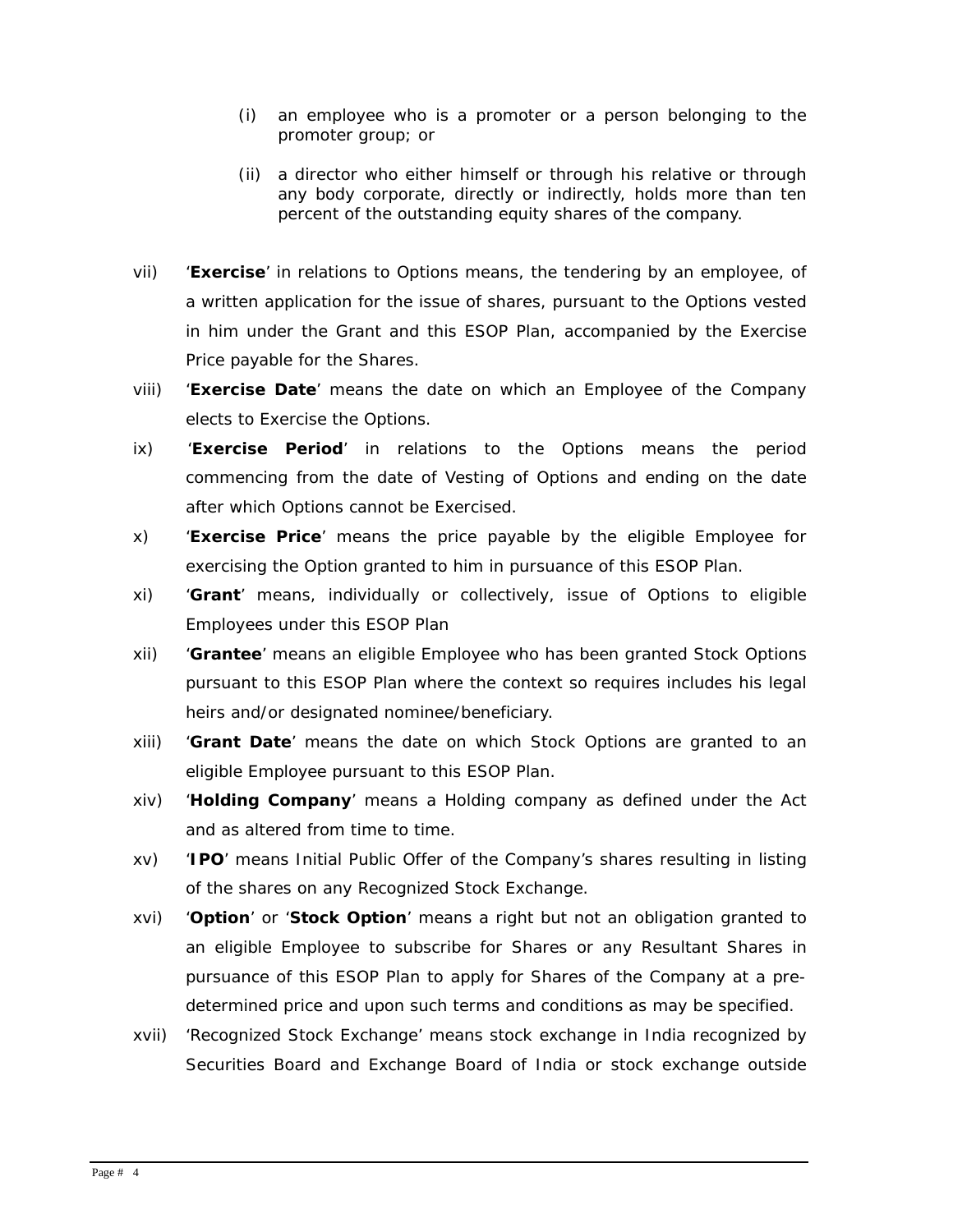(i) an employee who is a promoter or a person belonging to the promoter group; or

(ii) a director who either himself or through his relative or through any body corporate, directly or indirectly, holds more than ten percent of the outstanding equity shares of the company.

vii) '**Exercise**' in relations to Options means, the tendering by an employee, of a written application for the issue of shares, pursuant to the Options vested in him under the Grant and this ESOP Plan, accompanied by the Exercise Price payable for the Shares.

viii) '**Exercise Date**' means the date on which an Employee of the Company elects to Exercise the Options.

ix) '**Exercise Period**' in relations to the Options means the period commencing from the date of Vesting of Options and ending on the date after which Options cannot be Exercised.

x) '**Exercise Price**' means the price payable by the eligible Employee for exercising the Option granted to him in pursuance of this ESOP Plan.

xi) '**Grant**' means, individually or collectively, issue of Options to eligible Employees under this ESOP Plan

xii) '**Grantee**' means an eligible Employee who has been granted Stock Options pursuant to this ESOP Plan where the context so requires includes his legal heirs and/or designated nominee/beneficiary.

xiii) '**Grant Date**' means the date on which Stock Options are granted to an eligible Employee pursuant to this ESOP Plan.

xiv) '**Holding Company**' means a Holding company as defined under the Act and as altered from time to time.

xv) '**IPO**' means Initial Public Offer of the Company's shares resulting in listing of the shares on any Recognized Stock Exchange.

xvi) '**Option**' or '**Stock Option**' means a right but not an obligation granted to an eligible Employee to subscribe for Shares or any Resultant Shares in pursuance of this ESOP Plan to apply for Shares of the Company at a pre-determined price and upon such terms and conditions as may be specified.

xvii) 'Recognized Stock Exchange' means stock exchange in India recognized by Securities Board and Exchange Board of India or stock exchange outside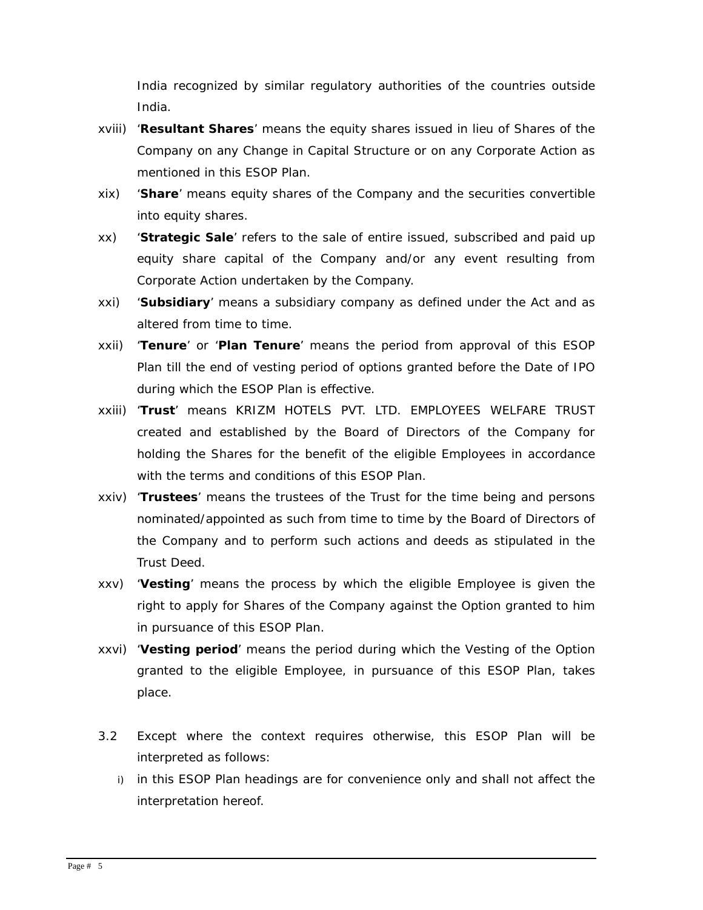India recognized by similar regulatory authorities of the countries outside India.

xviii) '**Resultant Shares**' means the equity shares issued in lieu of Shares of the Company on any Change in Capital Structure or on any Corporate Action as mentioned in this ESOP Plan.

xix) '**Share**' means equity shares of the Company and the securities convertible into equity shares.

xx) '**Strategic Sale**' refers to the sale of entire issued, subscribed and paid up equity share capital of the Company and/or any event resulting from Corporate Action undertaken by the Company.

xxi) '**Subsidiary**' means a subsidiary company as defined under the Act and as altered from time to time.

xxii) '**Tenure**' or '**Plan Tenure**' means the period from approval of this ESOP Plan till the end of vesting period of options granted before the Date of IPO during which the ESOP Plan is effective.

xxiii) '**Trust**' means KRIZM HOTELS PVT. LTD. EMPLOYEES WELFARE TRUST created and established by the Board of Directors of the Company for holding the Shares for the benefit of the eligible Employees in accordance with the terms and conditions of this ESOP Plan.

xxiv) '**Trustees**' means the trustees of the Trust for the time being and persons nominated/appointed as such from time to time by the Board of Directors of the Company and to perform such actions and deeds as stipulated in the Trust Deed.

xxv) '**Vesting**' means the process by which the eligible Employee is given the right to apply for Shares of the Company against the Option granted to him in pursuance of this ESOP Plan.

xxvi) '**Vesting period**' means the period during which the Vesting of the Option granted to the eligible Employee, in pursuance of this ESOP Plan, takes place.

3.2 Except where the context requires otherwise, this ESOP Plan will be interpreted as follows:

i) in this ESOP Plan headings are for convenience only and shall not affect the interpretation hereof.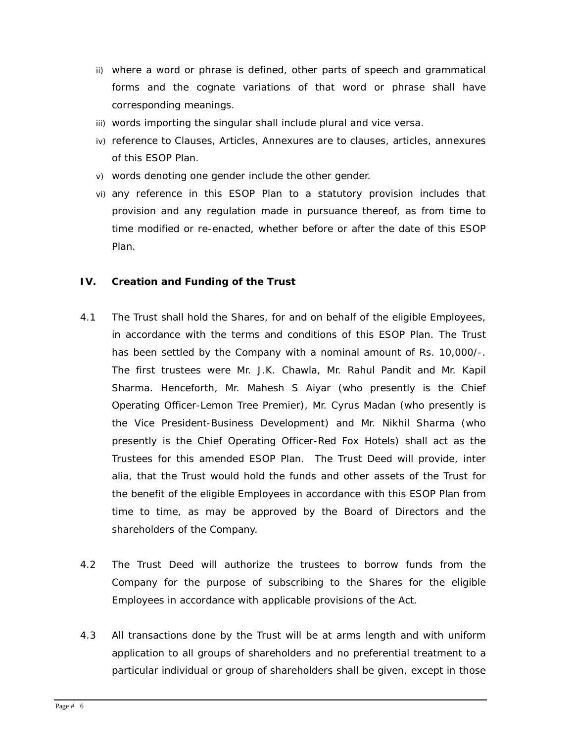ii) where a word or phrase is defined, other parts of speech and grammatical forms and the cognate variations of that word or phrase shall have corresponding meanings.

iii) words importing the singular shall include plural and vice versa.

iv) reference to Clauses, Articles, Annexures are to clauses, articles, annexures of this ESOP Plan.

v) words denoting one gender include the other gender.

vi) any reference in this ESOP Plan to a statutory provision includes that provision and any regulation made in pursuance thereof, as from time to time modified or re-enacted, whether before or after the date of this ESOP Plan.

## IV. Creation and Funding of the Trust

4.1 The Trust shall hold the Shares, for and on behalf of the eligible Employees, in accordance with the terms and conditions of this ESOP Plan. The Trust has been settled by the Company with a nominal amount of Rs. 10,000/-. The first trustees were Mr. J.K. Chawla, Mr. Rahul Pandit and Mr. Kapil Sharma. Henceforth, Mr. Mahesh S Aiyar (who presently is the Chief Operating Officer-Lemon Tree Premier), Mr. Cyrus Madan (who presently is the Vice President-Business Development) and Mr. Nikhil Sharma (who presently is the Chief Operating Officer-Red Fox Hotels) shall act as the Trustees for this amended ESOP Plan. The Trust Deed will provide, inter alia, that the Trust would hold the funds and other assets of the Trust for the benefit of the eligible Employees in accordance with this ESOP Plan from time to time, as may be approved by the Board of Directors and the shareholders of the Company.

4.2 The Trust Deed will authorize the trustees to borrow funds from the Company for the purpose of subscribing to the Shares for the eligible Employees in accordance with applicable provisions of the Act.

4.3 All transactions done by the Trust will be at arms length and with uniform application to all groups of shareholders and no preferential treatment to a particular individual or group of shareholders shall be given, except in those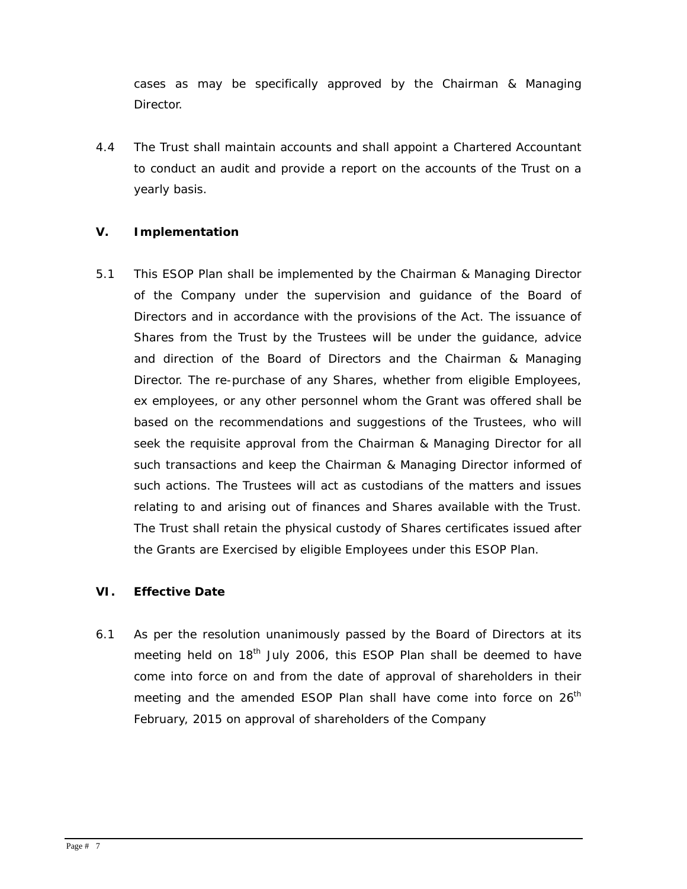cases as may be specifically approved by the Chairman & Managing Director.

4.4 The Trust shall maintain accounts and shall appoint a Chartered Accountant to conduct an audit and provide a report on the accounts of the Trust on a yearly basis.

## V. Implementation

5.1 This ESOP Plan shall be implemented by the Chairman & Managing Director of the Company under the supervision and guidance of the Board of Directors and in accordance with the provisions of the Act. The issuance of Shares from the Trust by the Trustees will be under the guidance, advice and direction of the Board of Directors and the Chairman & Managing Director. The re-purchase of any Shares, whether from eligible Employees, ex employees, or any other personnel whom the Grant was offered shall be based on the recommendations and suggestions of the Trustees, who will seek the requisite approval from the Chairman & Managing Director for all such transactions and keep the Chairman & Managing Director informed of such actions. The Trustees will act as custodians of the matters and issues relating to and arising out of finances and Shares available with the Trust. The Trust shall retain the physical custody of Shares certificates issued after the Grants are Exercised by eligible Employees under this ESOP Plan.

## VI. Effective Date

6.1 As per the resolution unanimously passed by the Board of Directors at its meeting held on 18th July 2006, this ESOP Plan shall be deemed to have come into force on and from the date of approval of shareholders in their meeting and the amended ESOP Plan shall have come into force on 26th February, 2015 on approval of shareholders of the Company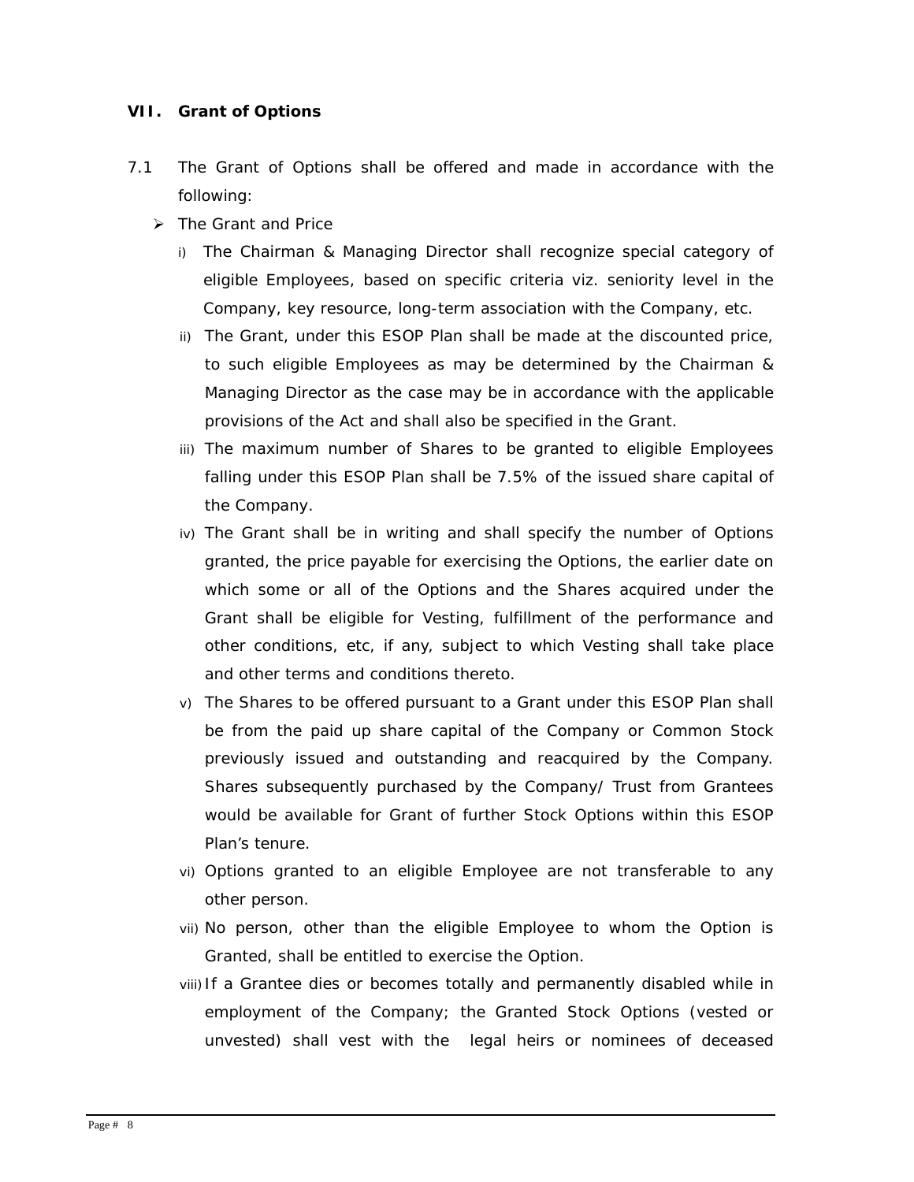## VII. Grant of Options

7.1 The Grant of Options shall be offered and made in accordance with the following:

- The Grant and Price
  - i) The Chairman & Managing Director shall recognize special category of eligible Employees, based on specific criteria viz. seniority level in the Company, key resource, long-term association with the Company, etc.
  - ii) The Grant, under this ESOP Plan shall be made at the discounted price, to such eligible Employees as may be determined by the Chairman & Managing Director as the case may be in accordance with the applicable provisions of the Act and shall also be specified in the Grant.
  - iii) The maximum number of Shares to be granted to eligible Employees falling under this ESOP Plan shall be 7.5% of the issued share capital of the Company.
  - iv) The Grant shall be in writing and shall specify the number of Options granted, the price payable for exercising the Options, the earlier date on which some or all of the Options and the Shares acquired under the Grant shall be eligible for Vesting, fulfillment of the performance and other conditions, etc, if any, subject to which Vesting shall take place and other terms and conditions thereto.
  - v) The Shares to be offered pursuant to a Grant under this ESOP Plan shall be from the paid up share capital of the Company or Common Stock previously issued and outstanding and reacquired by the Company. Shares subsequently purchased by the Company/ Trust from Grantees would be available for Grant of further Stock Options within this ESOP Plan's tenure.
  - vi) Options granted to an eligible Employee are not transferable to any other person.
  - vii) No person, other than the eligible Employee to whom the Option is Granted, shall be entitled to exercise the Option.
  - viii) If a Grantee dies or becomes totally and permanently disabled while in employment of the Company; the Granted Stock Options (vested or unvested) shall vest with the legal heirs or nominees of deceased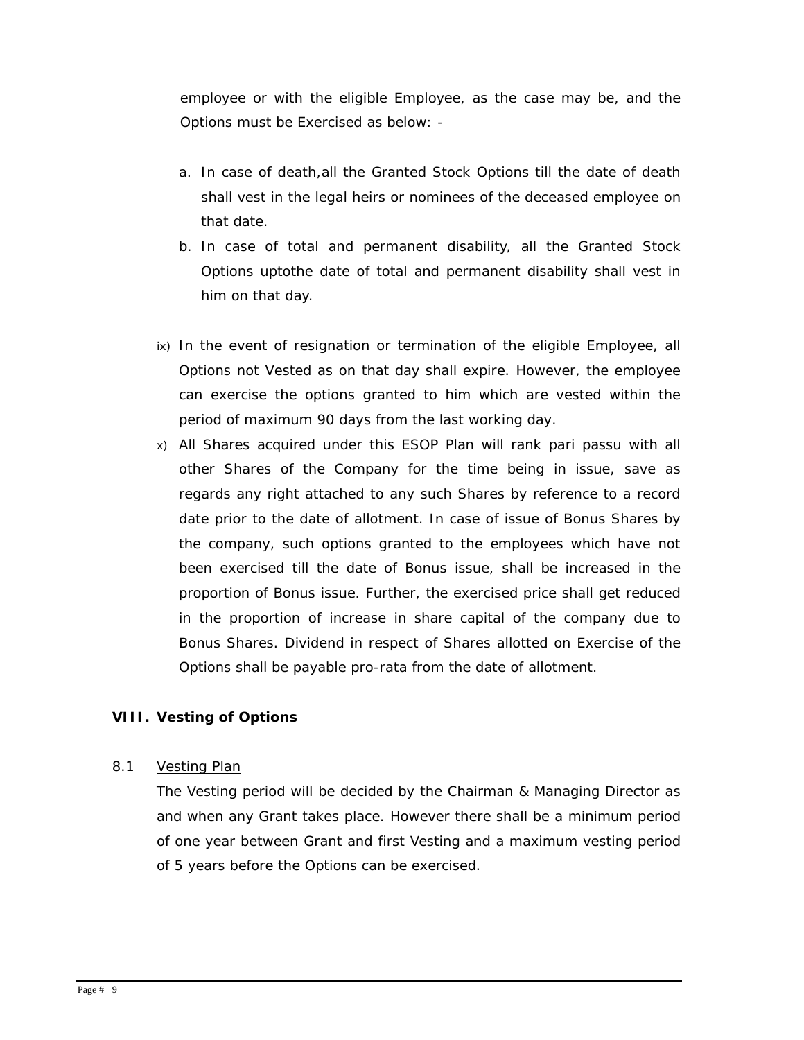employee or with the eligible Employee, as the case may be, and the Options must be Exercised as below: -

a. In case of death,all the Granted Stock Options till the date of death shall vest in the legal heirs or nominees of the deceased employee on that date.
b. In case of total and permanent disability, all the Granted Stock Options uptothe date of total and permanent disability shall vest in him on that day.

ix) In the event of resignation or termination of the eligible Employee, all Options not Vested as on that day shall expire. However, the employee can exercise the options granted to him which are vested within the period of maximum 90 days from the last working day.

x) All Shares acquired under this ESOP Plan will rank pari passu with all other Shares of the Company for the time being in issue, save as regards any right attached to any such Shares by reference to a record date prior to the date of allotment. In case of issue of Bonus Shares by the company, such options granted to the employees which have not been exercised till the date of Bonus issue, shall be increased in the proportion of Bonus issue. Further, the exercised price shall get reduced in the proportion of increase in share capital of the company due to Bonus Shares. Dividend in respect of Shares allotted on Exercise of the Options shall be payable pro-rata from the date of allotment.

## VIII. Vesting of Options

8.1 <u>Vesting Plan</u>

The Vesting period will be decided by the Chairman & Managing Director as and when any Grant takes place. However there shall be a minimum period of one year between Grant and first Vesting and a maximum vesting period of 5 years before the Options can be exercised.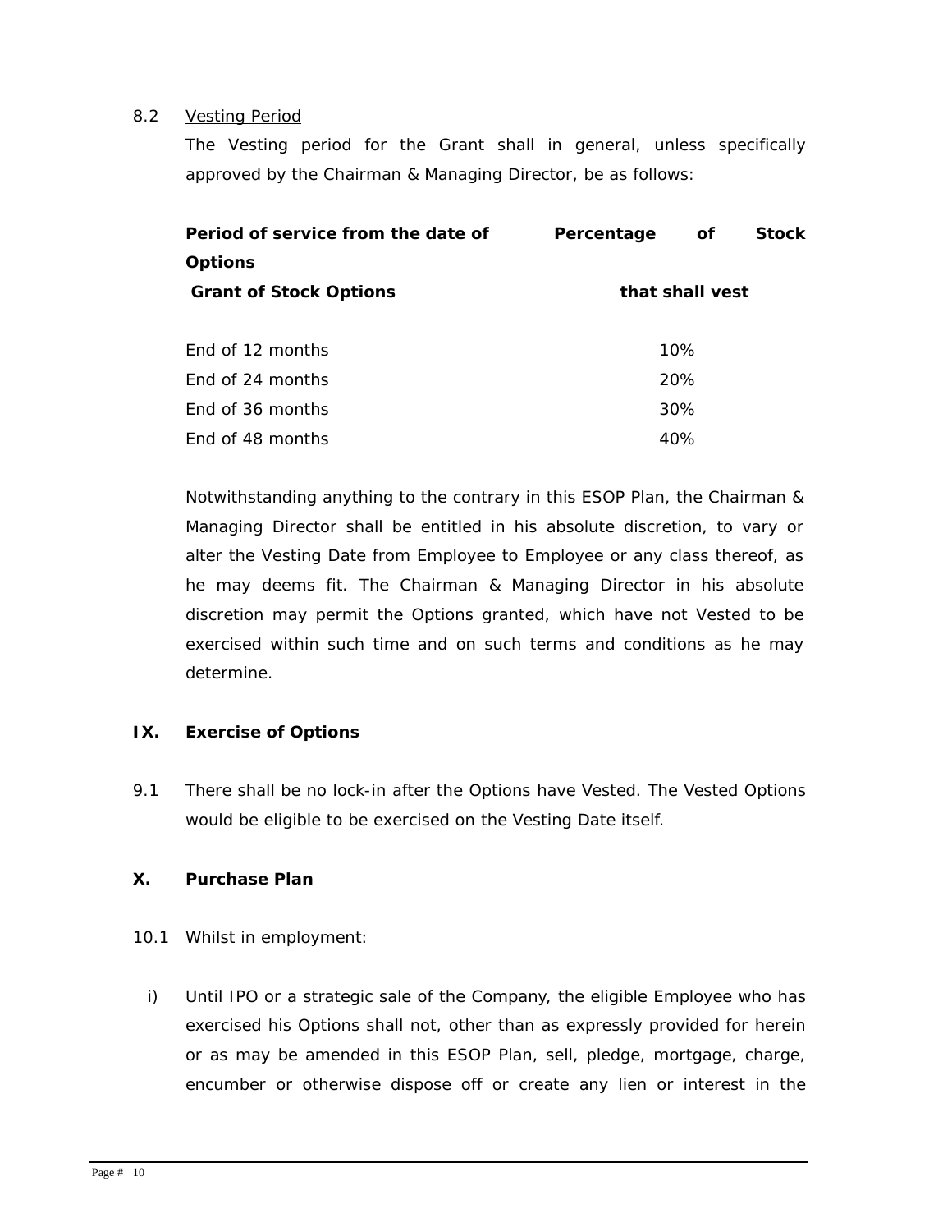8.2 Vesting Period

The Vesting period for the Grant shall in general, unless specifically approved by the Chairman & Managing Director, be as follows:

| Period of service from the date of Grant of Stock Options | Percentage of Stock Options that shall vest |
|---|---|
| End of 12 months | 10% |
| End of 24 months | 20% |
| End of 36 months | 30% |
| End of 48 months | 40% |

Notwithstanding anything to the contrary in this ESOP Plan, the Chairman & Managing Director shall be entitled in his absolute discretion, to vary or alter the Vesting Date from Employee to Employee or any class thereof, as he may deems fit. The Chairman & Managing Director in his absolute discretion may permit the Options granted, which have not Vested to be exercised within such time and on such terms and conditions as he may determine.

## IX. Exercise of Options

9.1 There shall be no lock-in after the Options have Vested. The Vested Options would be eligible to be exercised on the Vesting Date itself.

## X. Purchase Plan

10.1 Whilst in employment:

i) Until IPO or a strategic sale of the Company, the eligible Employee who has exercised his Options shall not, other than as expressly provided for herein or as may be amended in this ESOP Plan, sell, pledge, mortgage, charge, encumber or otherwise dispose off or create any lien or interest in the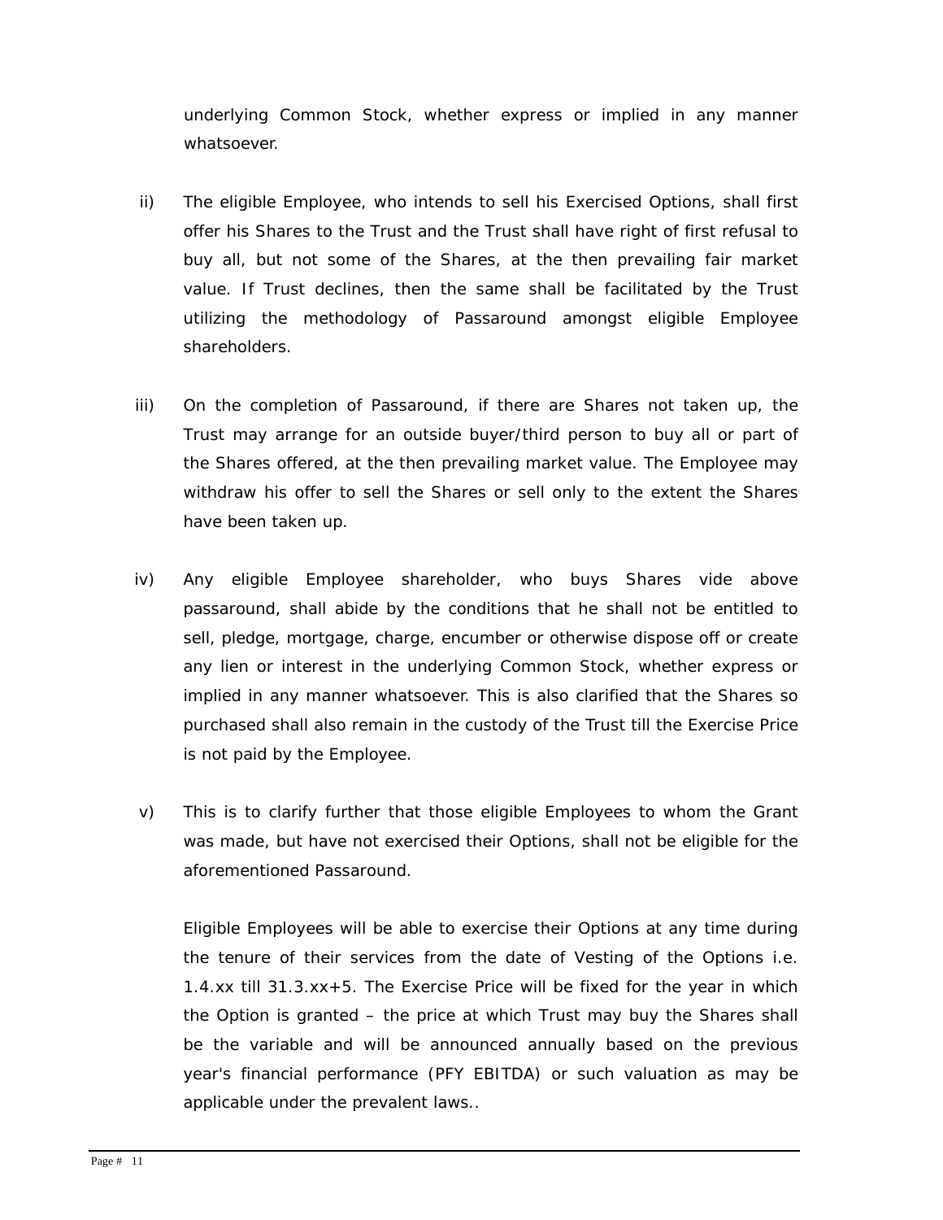underlying Common Stock, whether express or implied in any manner whatsoever.

ii) The eligible Employee, who intends to sell his Exercised Options, shall first offer his Shares to the Trust and the Trust shall have right of first refusal to buy all, but not some of the Shares, at the then prevailing fair market value. If Trust declines, then the same shall be facilitated by the Trust utilizing the methodology of Passaround amongst eligible Employee shareholders.

iii) On the completion of Passaround, if there are Shares not taken up, the Trust may arrange for an outside buyer/third person to buy all or part of the Shares offered, at the then prevailing market value. The Employee may withdraw his offer to sell the Shares or sell only to the extent the Shares have been taken up.

iv) Any eligible Employee shareholder, who buys Shares vide above passaround, shall abide by the conditions that he shall not be entitled to sell, pledge, mortgage, charge, encumber or otherwise dispose off or create any lien or interest in the underlying Common Stock, whether express or implied in any manner whatsoever. This is also clarified that the Shares so purchased shall also remain in the custody of the Trust till the Exercise Price is not paid by the Employee.

v) This is to clarify further that those eligible Employees to whom the Grant was made, but have not exercised their Options, shall not be eligible for the aforementioned Passaround.

Eligible Employees will be able to exercise their Options at any time during the tenure of their services from the date of Vesting of the Options i.e. 1.4.xx till 31.3.xx+5. The Exercise Price will be fixed for the year in which the Option is granted – the price at which Trust may buy the Shares shall be the variable and will be announced annually based on the previous year's financial performance (PFY EBITDA) or such valuation as may be applicable under the prevalent laws..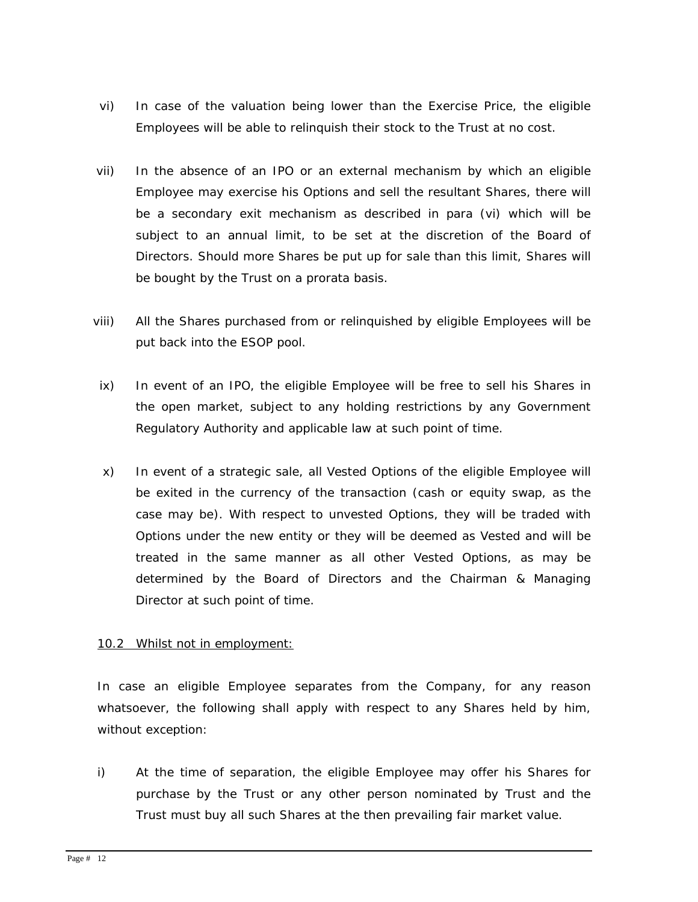vi) In case of the valuation being lower than the Exercise Price, the eligible Employees will be able to relinquish their stock to the Trust at no cost.

vii) In the absence of an IPO or an external mechanism by which an eligible Employee may exercise his Options and sell the resultant Shares, there will be a secondary exit mechanism as described in para (vi) which will be subject to an annual limit, to be set at the discretion of the Board of Directors. Should more Shares be put up for sale than this limit, Shares will be bought by the Trust on a prorata basis.

viii) All the Shares purchased from or relinquished by eligible Employees will be put back into the ESOP pool.

ix) In event of an IPO, the eligible Employee will be free to sell his Shares in the open market, subject to any holding restrictions by any Government Regulatory Authority and applicable law at such point of time.

x) In event of a strategic sale, all Vested Options of the eligible Employee will be exited in the currency of the transaction (cash or equity swap, as the case may be). With respect to unvested Options, they will be traded with Options under the new entity or they will be deemed as Vested and will be treated in the same manner as all other Vested Options, as may be determined by the Board of Directors and the Chairman & Managing Director at such point of time.

<u>10.2 Whilst not in employment:</u>

In case an eligible Employee separates from the Company, for any reason whatsoever, the following shall apply with respect to any Shares held by him, without exception:

i) At the time of separation, the eligible Employee may offer his Shares for purchase by the Trust or any other person nominated by Trust and the Trust must buy all such Shares at the then prevailing fair market value.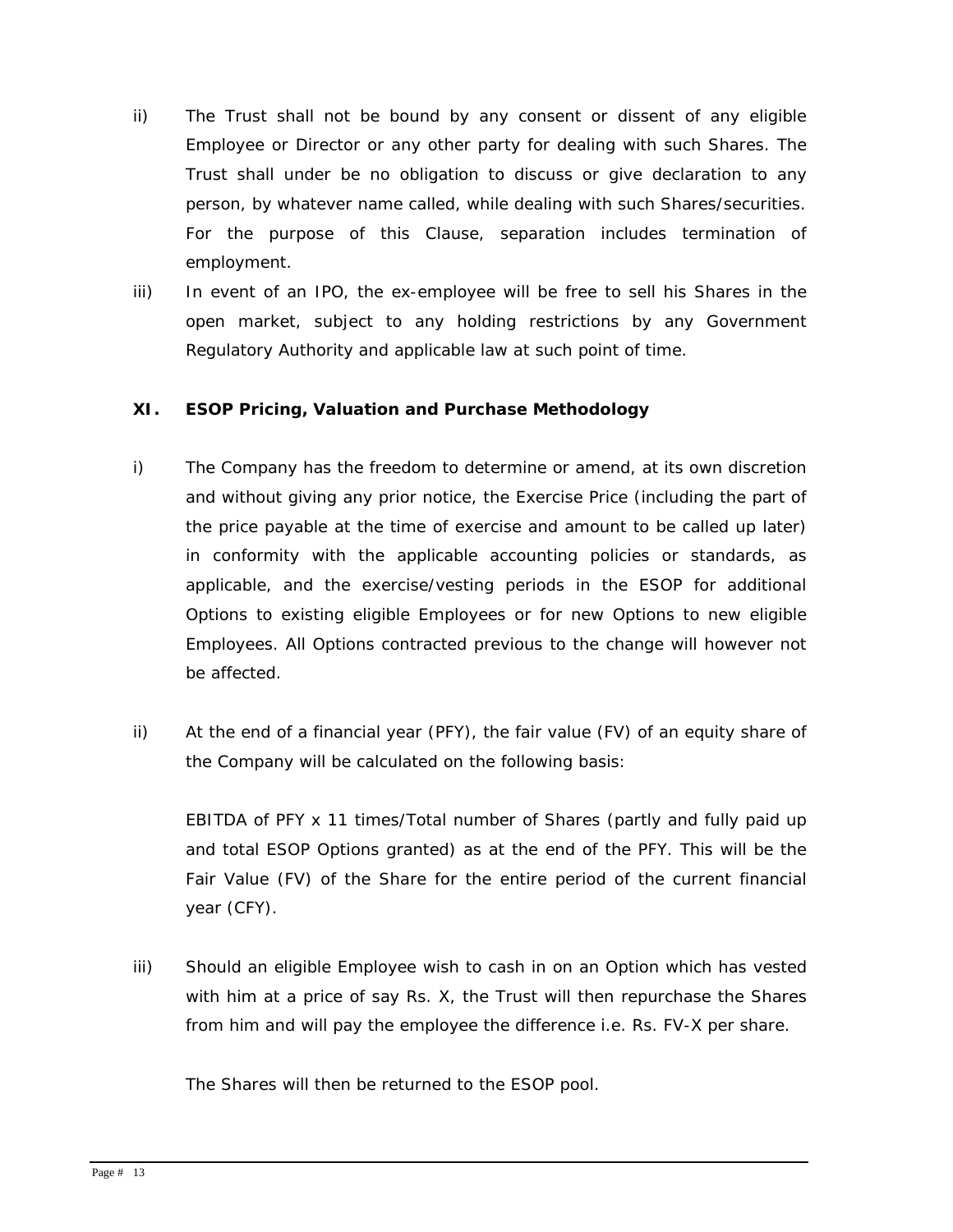ii) The Trust shall not be bound by any consent or dissent of any eligible Employee or Director or any other party for dealing with such Shares. The Trust shall under be no obligation to discuss or give declaration to any person, by whatever name called, while dealing with such Shares/securities. For the purpose of this Clause, separation includes termination of employment.

iii) In event of an IPO, the ex-employee will be free to sell his Shares in the open market, subject to any holding restrictions by any Government Regulatory Authority and applicable law at such point of time.

## XI. ESOP Pricing, Valuation and Purchase Methodology

i) The Company has the freedom to determine or amend, at its own discretion and without giving any prior notice, the Exercise Price (including the part of the price payable at the time of exercise and amount to be called up later) in conformity with the applicable accounting policies or standards, as applicable, and the exercise/vesting periods in the ESOP for additional Options to existing eligible Employees or for new Options to new eligible Employees. All Options contracted previous to the change will however not be affected.

ii) At the end of a financial year (PFY), the fair value (FV) of an equity share of the Company will be calculated on the following basis:

EBITDA of PFY x 11 times/Total number of Shares (partly and fully paid up and total ESOP Options granted) as at the end of the PFY. This will be the Fair Value (FV) of the Share for the entire period of the current financial year (CFY).

iii) Should an eligible Employee wish to cash in on an Option which has vested with him at a price of say Rs. X, the Trust will then repurchase the Shares from him and will pay the employee the difference i.e. Rs. FV-X per share.

The Shares will then be returned to the ESOP pool.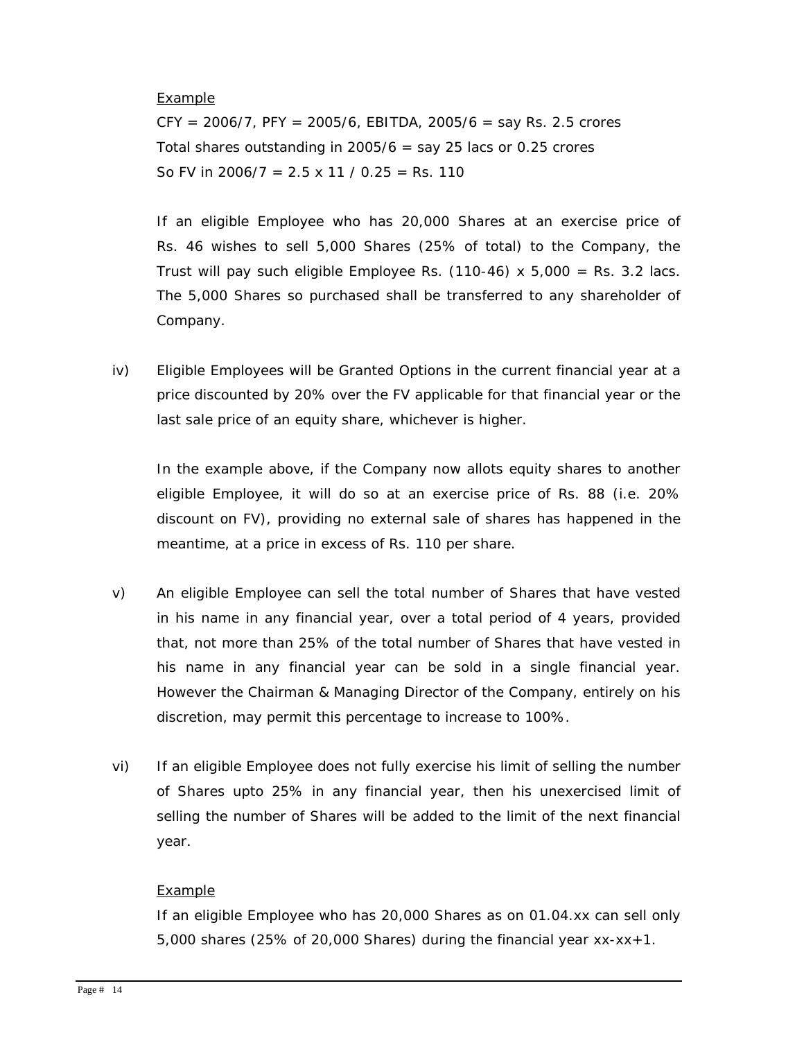Example

CFY = 2006/7, PFY = 2005/6, EBITDA, 2005/6 = say Rs. 2.5 crores

Total shares outstanding in 2005/6 = say 25 lacs or 0.25 crores

So FV in 2006/7 = 2.5 x 11 / 0.25 = Rs. 110

If an eligible Employee who has 20,000 Shares at an exercise price of Rs. 46 wishes to sell 5,000 Shares (25% of total) to the Company, the Trust will pay such eligible Employee Rs. (110-46) x 5,000 = Rs. 3.2 lacs. The 5,000 Shares so purchased shall be transferred to any shareholder of Company.

iv) Eligible Employees will be Granted Options in the current financial year at a price discounted by 20% over the FV applicable for that financial year or the last sale price of an equity share, whichever is higher.

In the example above, if the Company now allots equity shares to another eligible Employee, it will do so at an exercise price of Rs. 88 (i.e. 20% discount on FV), providing no external sale of shares has happened in the meantime, at a price in excess of Rs. 110 per share.

v) An eligible Employee can sell the total number of Shares that have vested in his name in any financial year, over a total period of 4 years, provided that, not more than 25% of the total number of Shares that have vested in his name in any financial year can be sold in a single financial year. However the Chairman & Managing Director of the Company, entirely on his discretion, may permit this percentage to increase to 100%.

vi) If an eligible Employee does not fully exercise his limit of selling the number of Shares upto 25% in any financial year, then his unexercised limit of selling the number of Shares will be added to the limit of the next financial year.

Example

If an eligible Employee who has 20,000 Shares as on 01.04.xx can sell only 5,000 shares (25% of 20,000 Shares) during the financial year xx-xx+1.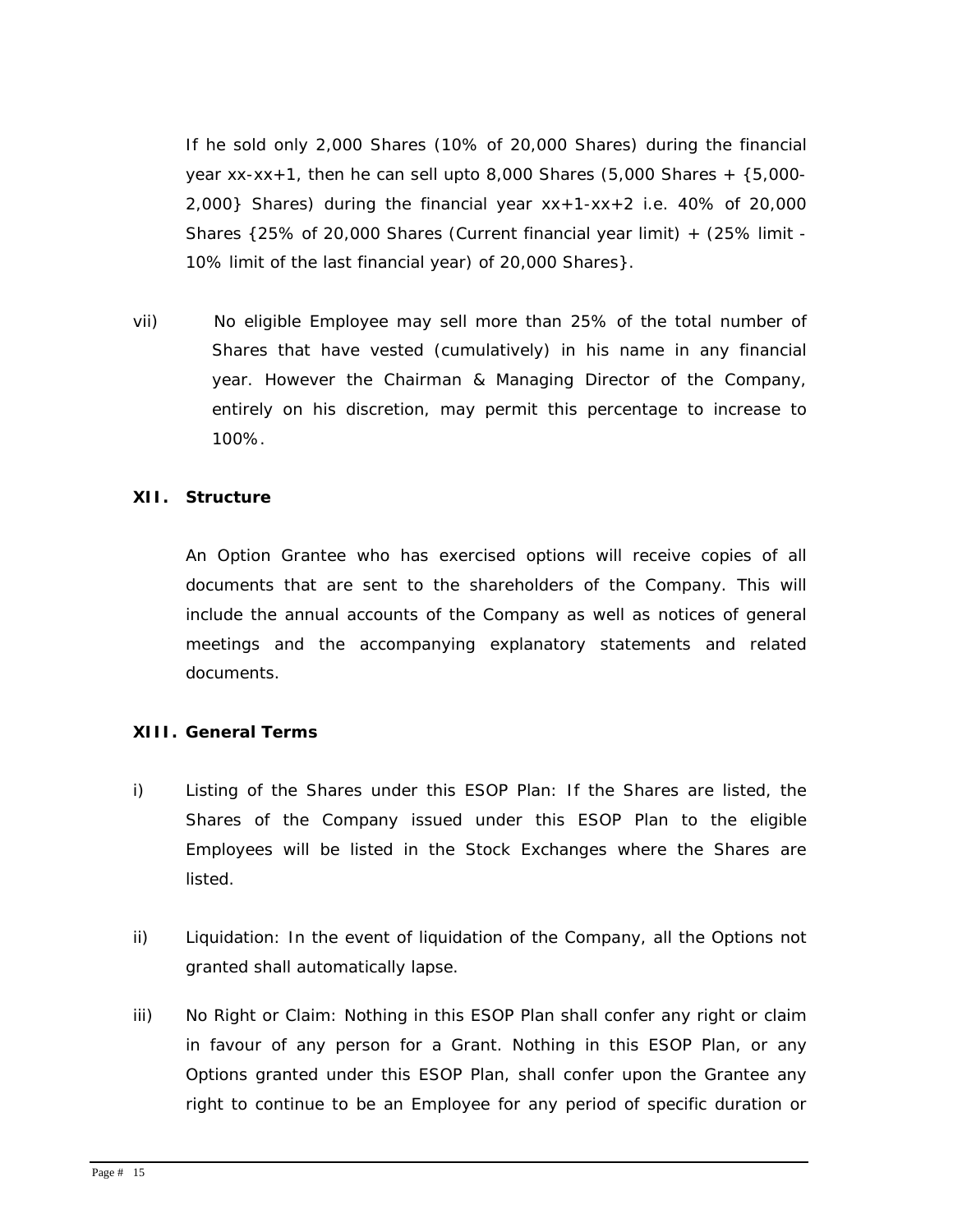If he sold only 2,000 Shares (10% of 20,000 Shares) during the financial year xx-xx+1, then he can sell upto 8,000 Shares (5,000 Shares + {5,000-2,000} Shares) during the financial year xx+1-xx+2 i.e. 40% of 20,000 Shares {25% of 20,000 Shares (Current financial year limit) + (25% limit - 10% limit of the last financial year) of 20,000 Shares}.

vii) No eligible Employee may sell more than 25% of the total number of Shares that have vested (cumulatively) in his name in any financial year. However the Chairman & Managing Director of the Company, entirely on his discretion, may permit this percentage to increase to 100%.

**XII. Structure**

An Option Grantee who has exercised options will receive copies of all documents that are sent to the shareholders of the Company. This will include the annual accounts of the Company as well as notices of general meetings and the accompanying explanatory statements and related documents.

**XIII. General Terms**

i) Listing of the Shares under this ESOP Plan: If the Shares are listed, the Shares of the Company issued under this ESOP Plan to the eligible Employees will be listed in the Stock Exchanges where the Shares are listed.

ii) Liquidation: In the event of liquidation of the Company, all the Options not granted shall automatically lapse.

iii) No Right or Claim: Nothing in this ESOP Plan shall confer any right or claim in favour of any person for a Grant. Nothing in this ESOP Plan, or any Options granted under this ESOP Plan, shall confer upon the Grantee any right to continue to be an Employee for any period of specific duration or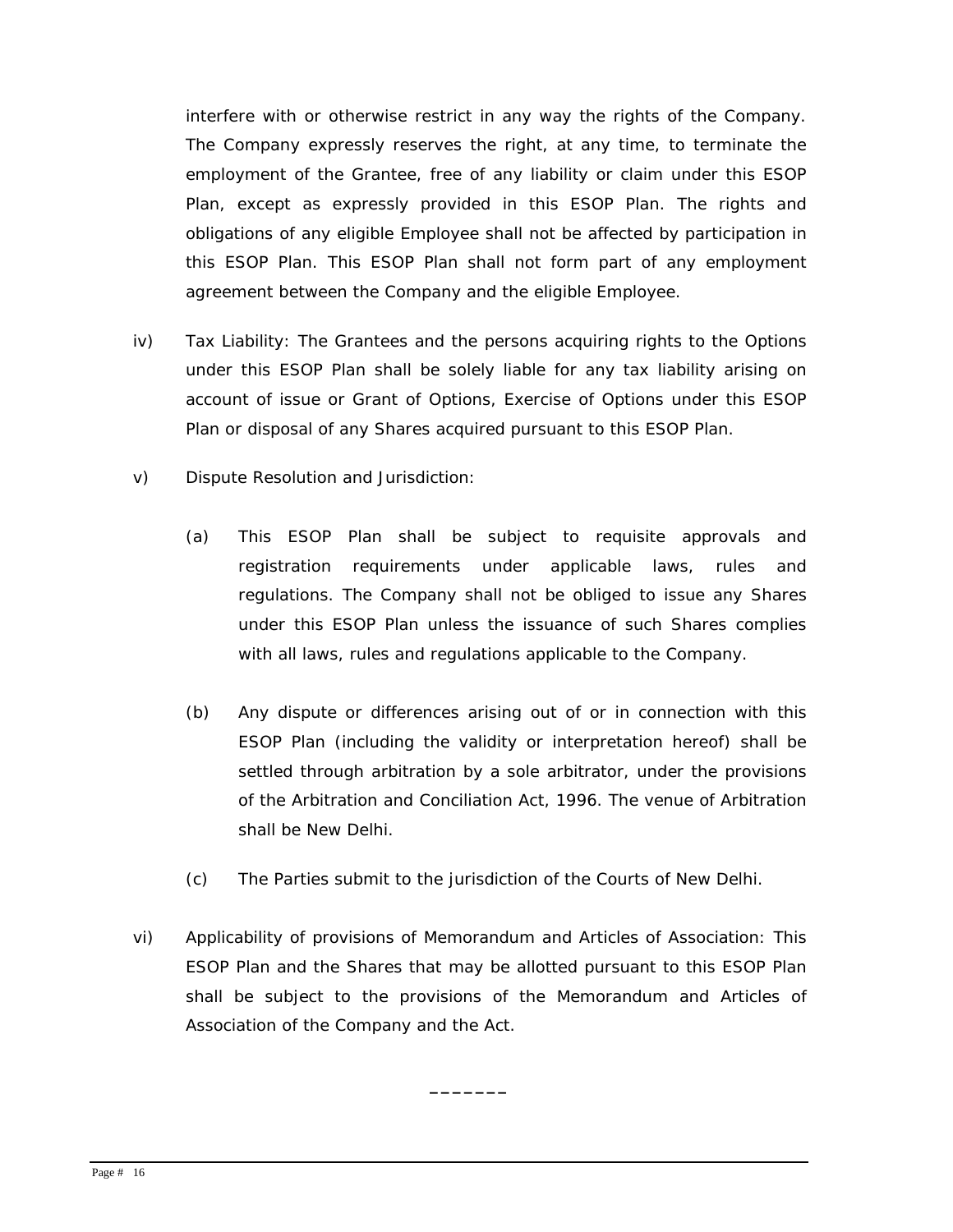interfere with or otherwise restrict in any way the rights of the Company. The Company expressly reserves the right, at any time, to terminate the employment of the Grantee, free of any liability or claim under this ESOP Plan, except as expressly provided in this ESOP Plan. The rights and obligations of any eligible Employee shall not be affected by participation in this ESOP Plan. This ESOP Plan shall not form part of any employment agreement between the Company and the eligible Employee.

iv) Tax Liability: The Grantees and the persons acquiring rights to the Options under this ESOP Plan shall be solely liable for any tax liability arising on account of issue or Grant of Options, Exercise of Options under this ESOP Plan or disposal of any Shares acquired pursuant to this ESOP Plan.

v) Dispute Resolution and Jurisdiction:

(a) This ESOP Plan shall be subject to requisite approvals and registration requirements under applicable laws, rules and regulations. The Company shall not be obliged to issue any Shares under this ESOP Plan unless the issuance of such Shares complies with all laws, rules and regulations applicable to the Company.

(b) Any dispute or differences arising out of or in connection with this ESOP Plan (including the validity or interpretation hereof) shall be settled through arbitration by a sole arbitrator, under the provisions of the Arbitration and Conciliation Act, 1996. The venue of Arbitration shall be New Delhi.

(c) The Parties submit to the jurisdiction of the Courts of New Delhi.

vi) Applicability of provisions of Memorandum and Articles of Association: This ESOP Plan and the Shares that may be allotted pursuant to this ESOP Plan shall be subject to the provisions of the Memorandum and Articles of Association of the Company and the Act.

_______